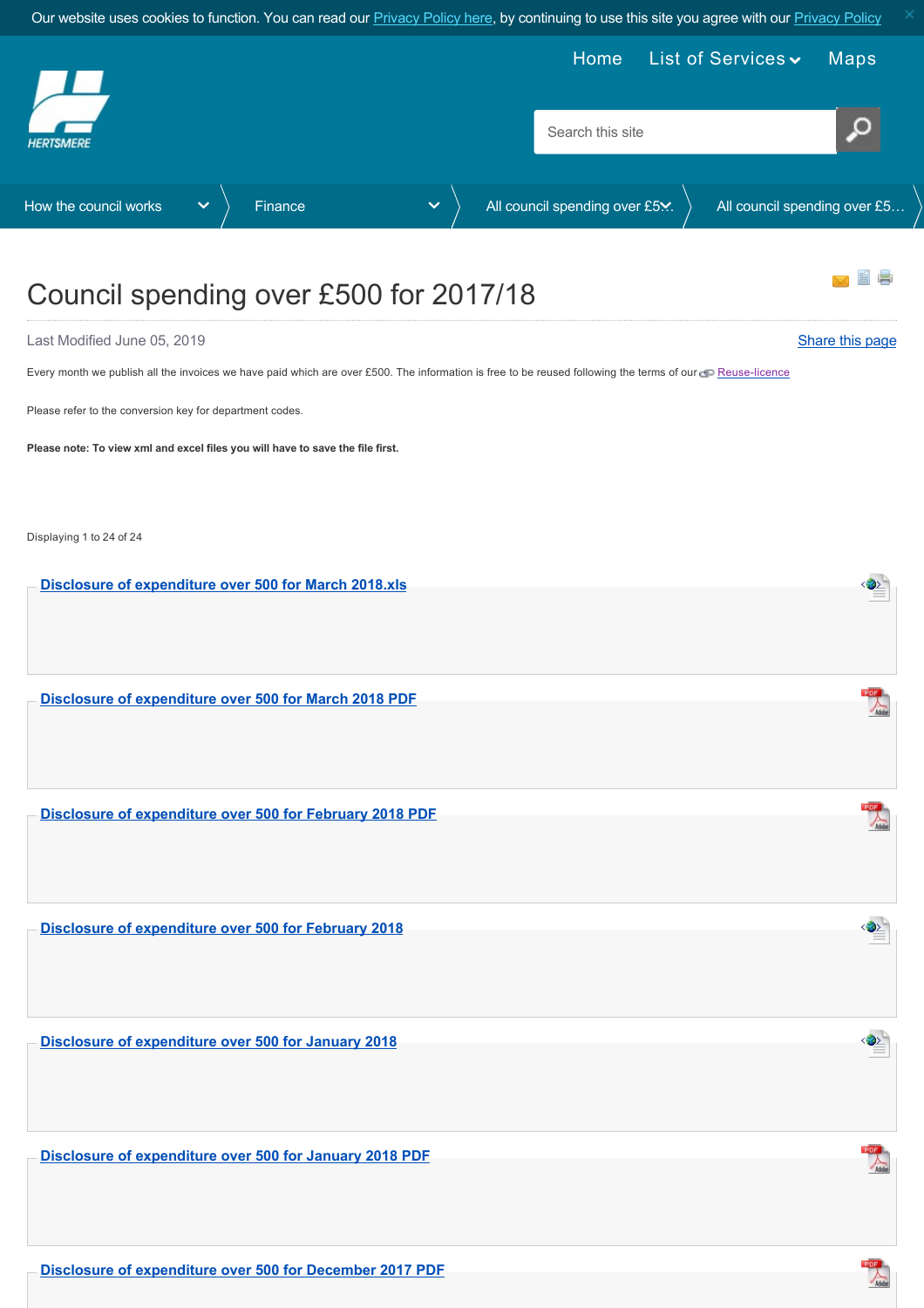Our website uses cookies to function. You can read our Privacy Policy here, by continuing to use this site you agree with our Privacy Policy

Home | List of Services | Maps

HERTSMERE

Search this site

How the council works > Finance > All council spending over £500 > All council spending over £5…

# Council spending over £500 for 2017/18

Last Modified June 05, 2019

Share this page

Every month we publish all the invoices we have paid which are over £500. The information is free to be reused following the terms of our Reuse-licence

Please refer to the conversion key for department codes.

**Please note: To view xml and excel files you will have to save the file first.**

Displaying 1 to 24 of 24

**Disclosure of expenditure over 500 for March 2018.xls**

**Disclosure of expenditure over 500 for March 2018 PDF**

**Disclosure of expenditure over 500 for February 2018 PDF**

**Disclosure of expenditure over 500 for February 2018**

**Disclosure of expenditure over 500 for January 2018**

**Disclosure of expenditure over 500 for January 2018 PDF**

**Disclosure of expenditure over 500 for December 2017 PDF**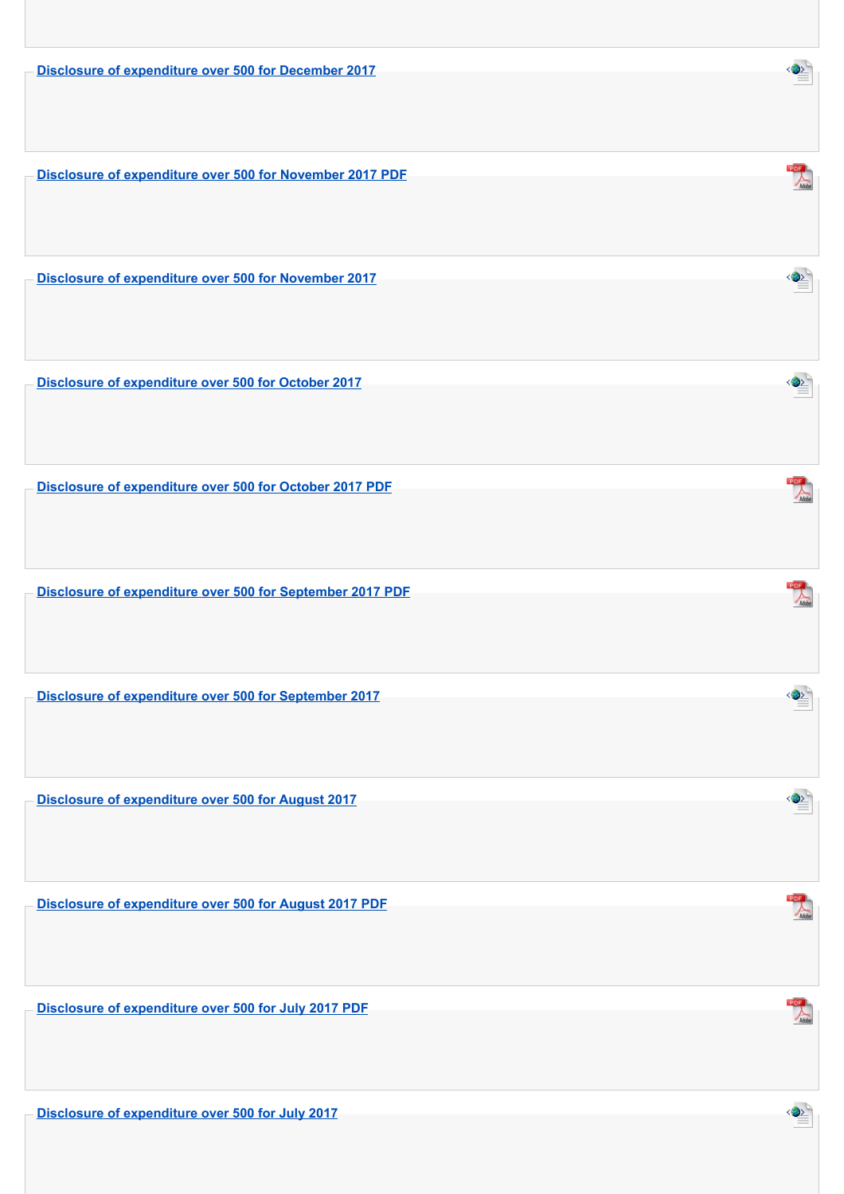Disclosure of expenditure over 500 for December 2017

Disclosure of expenditure over 500 for November 2017 PDF

Disclosure of expenditure over 500 for November 2017

Disclosure of expenditure over 500 for October 2017

Disclosure of expenditure over 500 for October 2017 PDF

Disclosure of expenditure over 500 for September 2017 PDF

Disclosure of expenditure over 500 for September 2017

Disclosure of expenditure over 500 for August 2017

Disclosure of expenditure over 500 for August 2017 PDF

Disclosure of expenditure over 500 for July 2017 PDF

Disclosure of expenditure over 500 for July 2017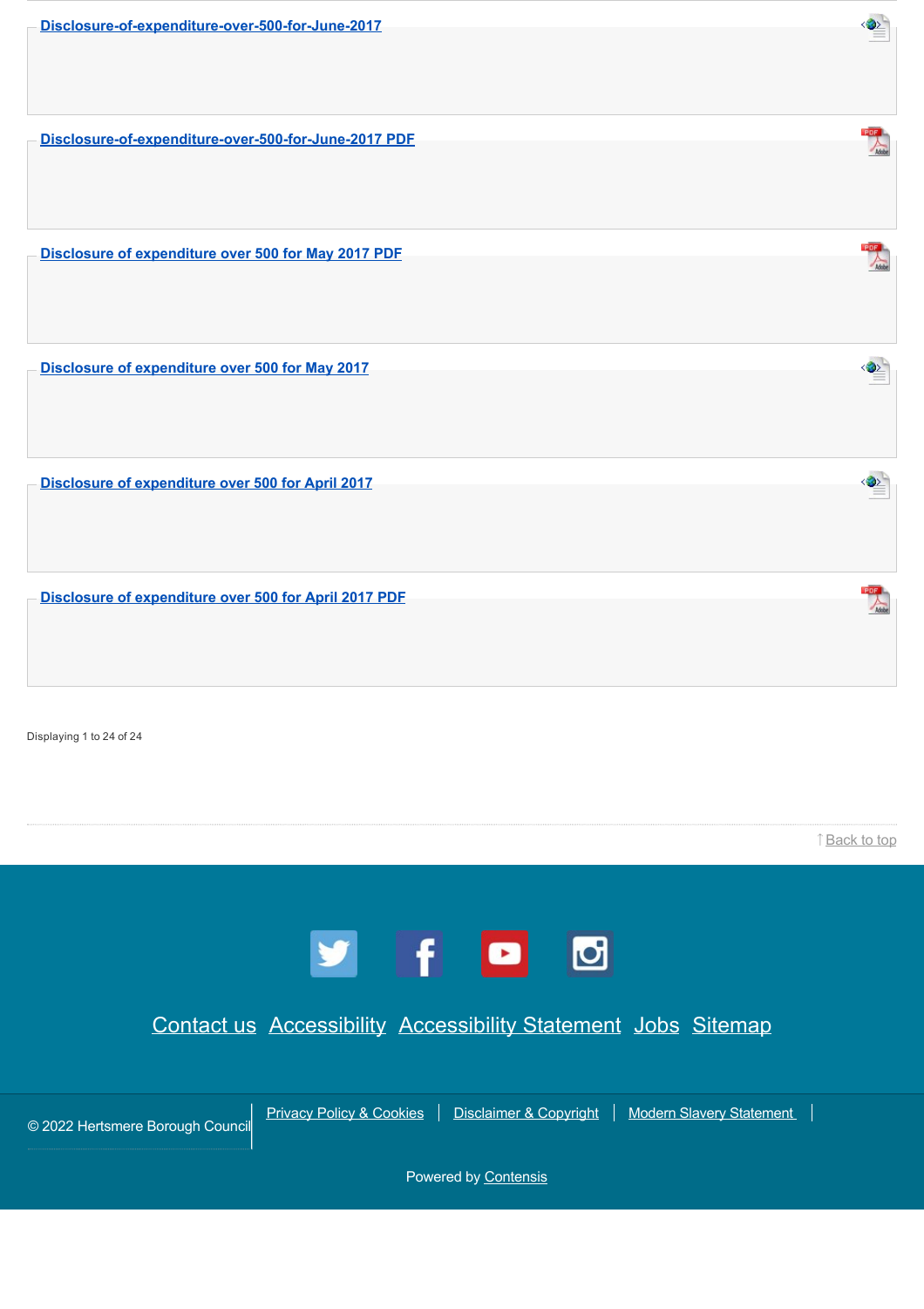[Disclosure-of-expenditure-over-500-for-June-2017]

[Disclosure-of-expenditure-over-500-for-June-2017 PDF]

[Disclosure of expenditure over 500 for May 2017 PDF]

[Disclosure of expenditure over 500 for May 2017]

[Disclosure of expenditure over 500 for April 2017]

[Disclosure of expenditure over 500 for April 2017 PDF]

Displaying 1 to 24 of 24

↑ Back to top

Contact us  Accessibility  Accessibility Statement  Jobs  Sitemap

© 2022 Hertsmere Borough Council

Privacy Policy & Cookies | Disclaimer & Copyright | Modern Slavery Statement |

Powered by Contensis